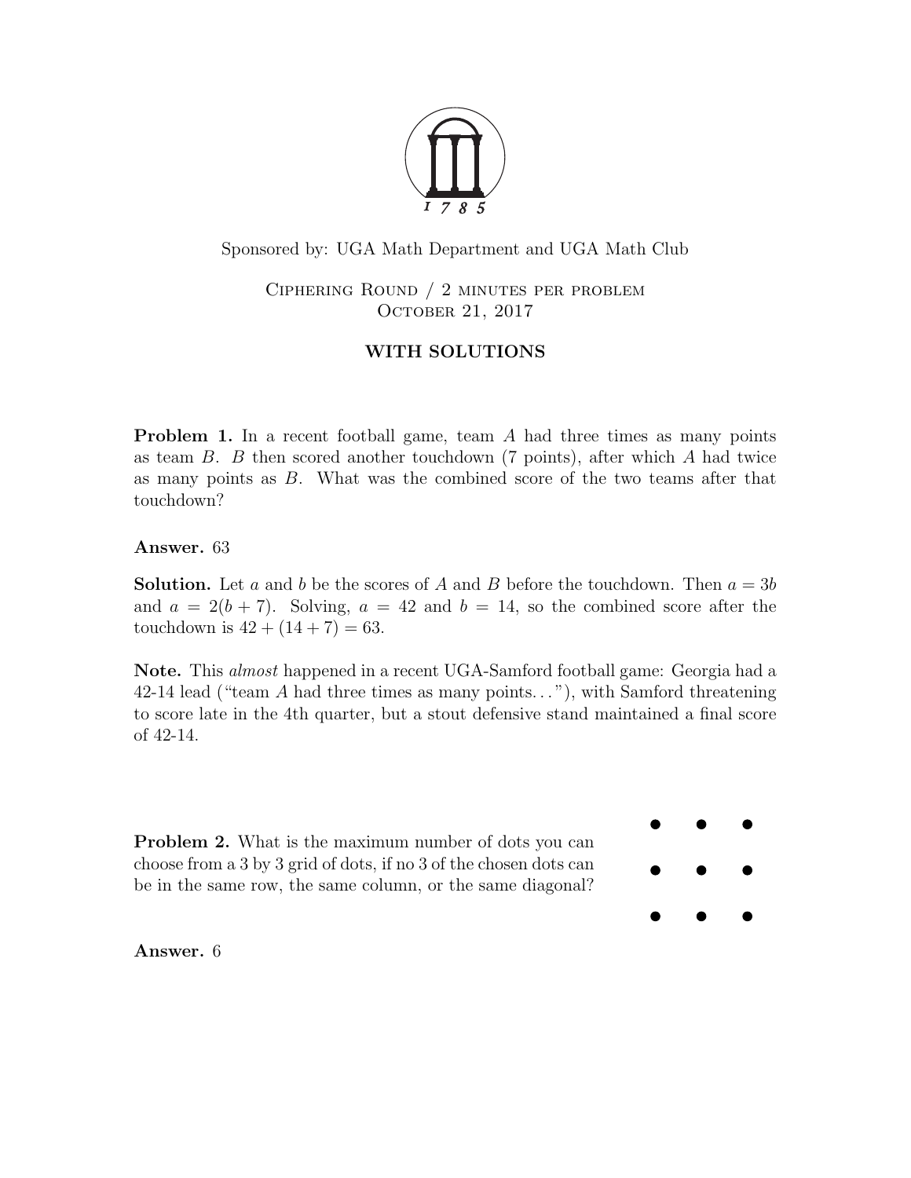Sponsored by: UGA Math Department and UGA Math Club

Ciphering Round / 2 minutes per problem
October 21, 2017

**WITH SOLUTIONS**

**Problem 1.** In a recent football game, team $A$ had three times as many points as team $B$. $B$ then scored another touchdown (7 points), after which $A$ had twice as many points as $B$. What was the combined score of the two teams after that touchdown?

**Answer.** 63

**Solution.** Let $a$ and $b$ be the scores of $A$ and $B$ before the touchdown. Then $a = 3b$ and $a = 2(b + 7)$. Solving, $a = 42$ and $b = 14$, so the combined score after the touchdown is $42 + (14 + 7) = 63$.

**Note.** This *almost* happened in a recent UGA-Samford football game: Georgia had a 42-14 lead ("team $A$ had three times as many points...") with Samford threatening to score late in the 4th quarter, but a stout defensive stand maintained a final score of 42-14.

**Problem 2.** What is the maximum number of dots you can choose from a 3 by 3 grid of dots, if no 3 of the chosen dots can be in the same row, the same column, or the same diagonal?

**Answer.** 6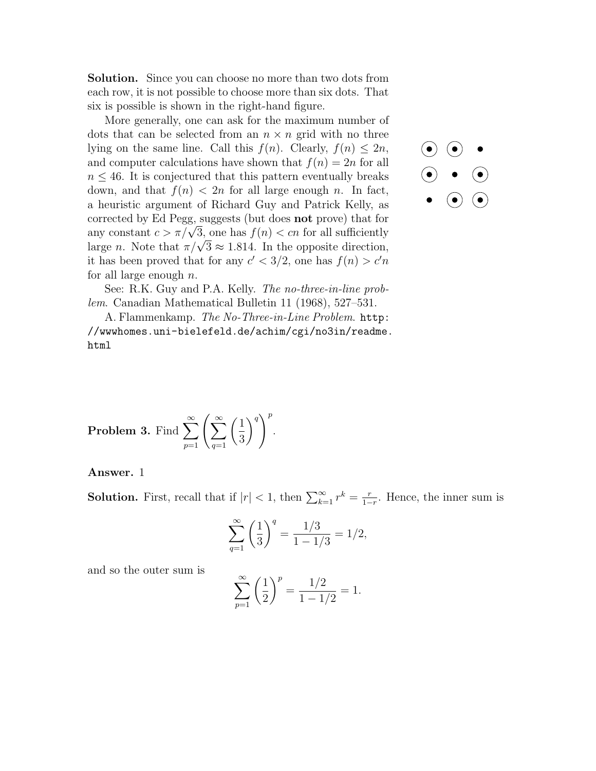**Solution.** Since you can choose no more than two dots from each row, it is not possible to choose more than six dots. That six is possible is shown in the right-hand figure.

More generally, one can ask for the maximum number of dots that can be selected from an $n \times n$ grid with no three lying on the same line. Call this $f(n)$. Clearly, $f(n) \leq 2n$, and computer calculations have shown that $f(n) = 2n$ for all $n \leq 46$. It is conjectured that this pattern eventually breaks down, and that $f(n) < 2n$ for all large enough $n$. In fact, a heuristic argument of Richard Guy and Patrick Kelly, as corrected by Ed Pegg, suggests (but does **not** prove) that for any constant $c > \pi/\sqrt{3}$, one has $f(n) < cn$ for all sufficiently large $n$. Note that $\pi/\sqrt{3} \approx 1.814$. In the opposite direction, it has been proved that for any $c' < 3/2$, one has $f(n) > c'n$ for all large enough $n$.

See: R.K. Guy and P.A. Kelly. *The no-three-in-line problem.* Canadian Mathematical Bulletin 11 (1968), 527–531.

A. Flammenkamp. *The No-Three-in-Line Problem.* `http://wwwhomes.uni-bielefeld.de/achim/cgi/no3in/readme.html`

**Problem 3.** Find $\displaystyle\sum_{p=1}^{\infty}\left(\sum_{q=1}^{\infty}\left(\frac{1}{3}\right)^{q}\right)^{p}$.

**Answer.** 1

**Solution.** First, recall that if $|r| < 1$, then $\sum_{k=1}^{\infty} r^k = \frac{r}{1-r}$. Hence, the inner sum is

$$\sum_{q=1}^{\infty}\left(\frac{1}{3}\right)^{q} = \frac{1/3}{1-1/3} = 1/2,$$

and so the outer sum is

$$\sum_{p=1}^{\infty}\left(\frac{1}{2}\right)^{p} = \frac{1/2}{1-1/2} = 1.$$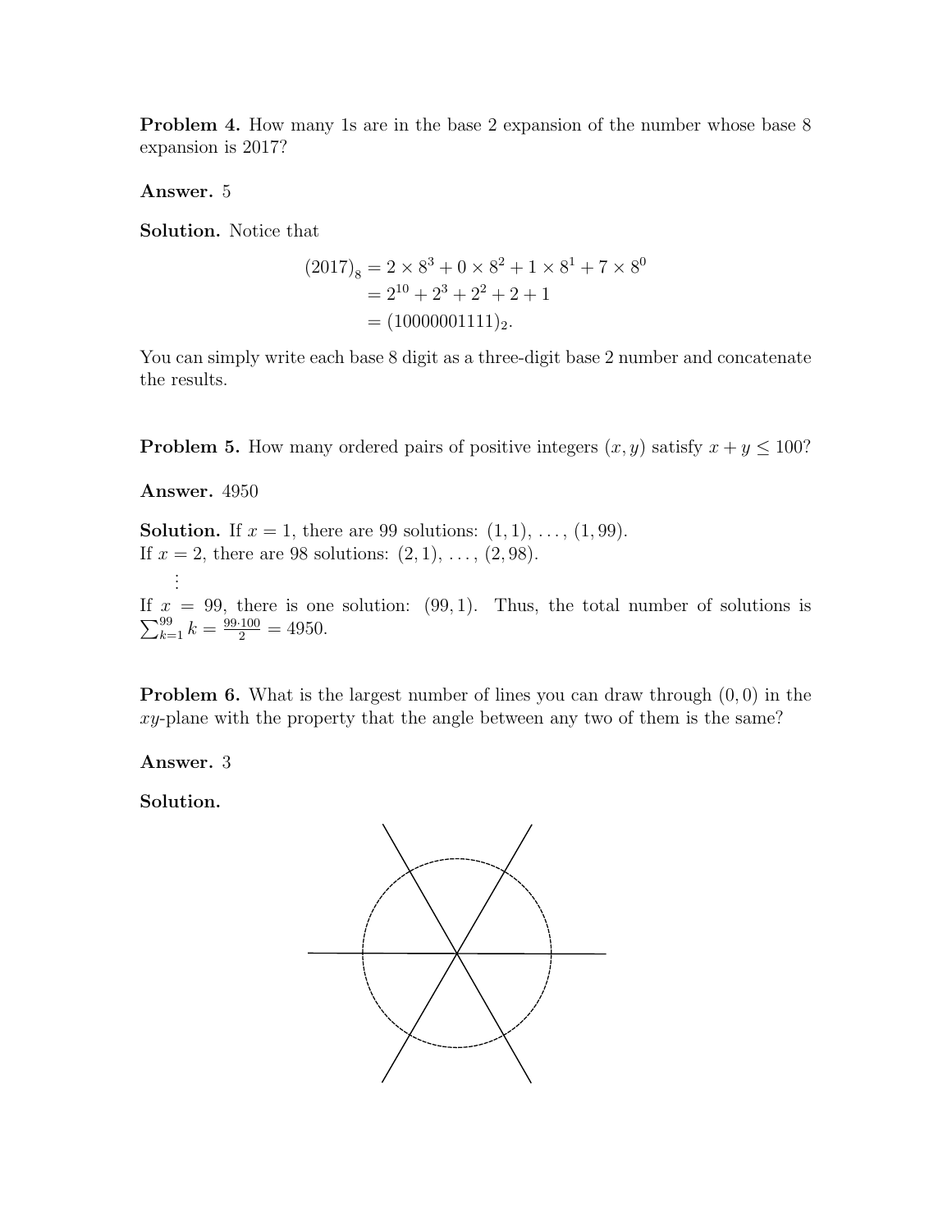**Problem 4.** How many 1s are in the base 2 expansion of the number whose base 8 expansion is 2017?

**Answer.** 5

**Solution.** Notice that

$$
\begin{aligned}
(2017)_8 &= 2 \times 8^3 + 0 \times 8^2 + 1 \times 8^1 + 7 \times 8^0 \\
&= 2^{10} + 2^3 + 2^2 + 2 + 1 \\
&= (10000001111)_2.
\end{aligned}
$$

You can simply write each base 8 digit as a three-digit base 2 number and concatenate the results.

**Problem 5.** How many ordered pairs of positive integers $(x, y)$ satisfy $x + y \leq 100$?

**Answer.** 4950

**Solution.** If $x = 1$, there are 99 solutions: $(1, 1), \ldots, (1, 99)$.
If $x = 2$, there are 98 solutions: $(2, 1), \ldots, (2, 98)$.

$\vdots$

If $x = 99$, there is one solution: $(99, 1)$. Thus, the total number of solutions is $\sum_{k=1}^{99} k = \frac{99 \cdot 100}{2} = 4950$.

**Problem 6.** What is the largest number of lines you can draw through $(0, 0)$ in the $xy$-plane with the property that the angle between any two of them is the same?

**Answer.** 3

**Solution.**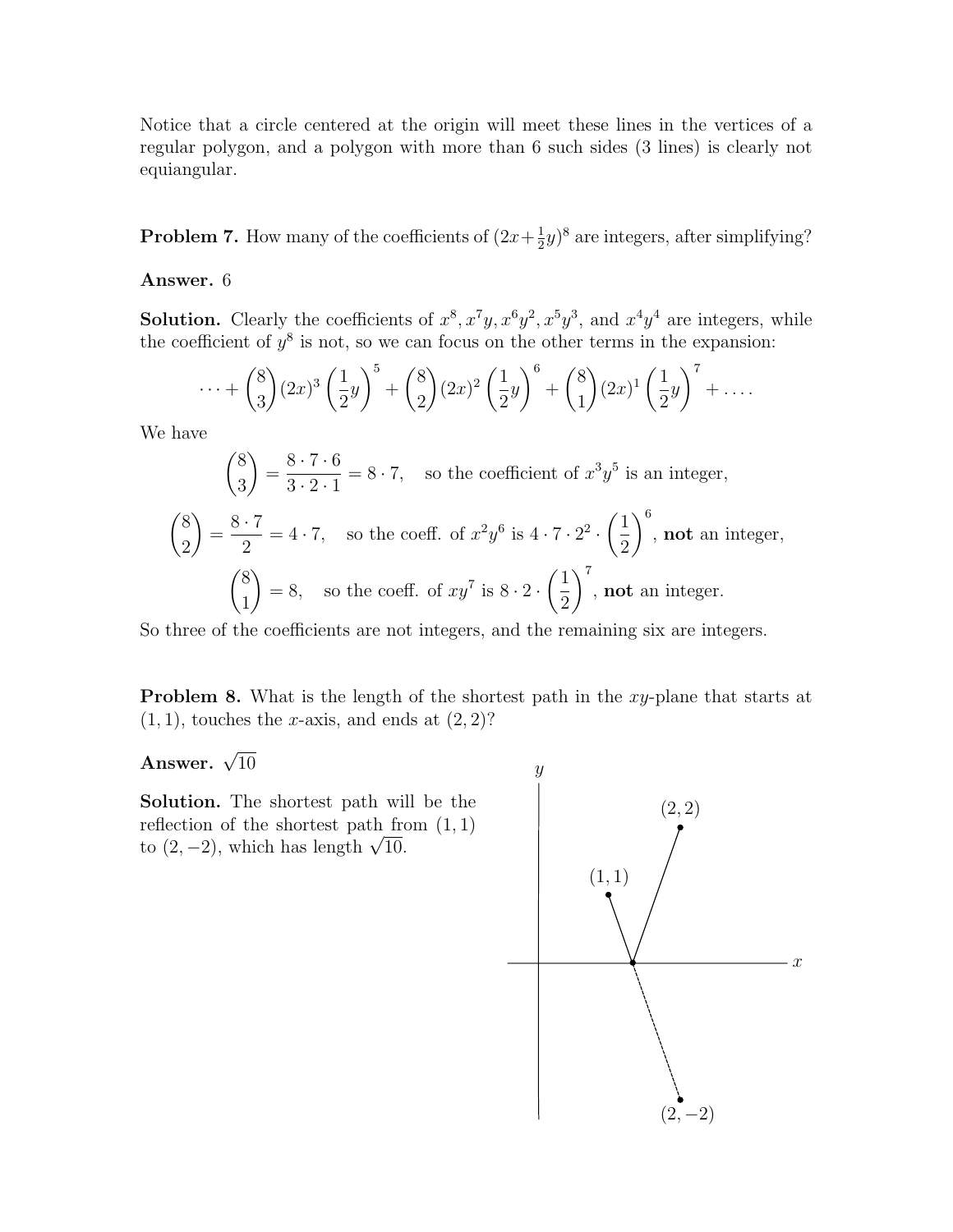Notice that a circle centered at the origin will meet these lines in the vertices of a regular polygon, and a polygon with more than 6 such sides (3 lines) is clearly not equiangular.

**Problem 7.** How many of the coefficients of $(2x+\frac{1}{2}y)^8$ are integers, after simplifying?

**Answer.** 6

**Solution.** Clearly the coefficients of $x^8, x^7y, x^6y^2, x^5y^3$, and $x^4y^4$ are integers, while the coefficient of $y^8$ is not, so we can focus on the other terms in the expansion:

$$\cdots + \binom{8}{3}(2x)^3\left(\frac{1}{2}y\right)^5 + \binom{8}{2}(2x)^2\left(\frac{1}{2}y\right)^6 + \binom{8}{1}(2x)^1\left(\frac{1}{2}y\right)^7 + \ldots.$$

We have

$$\binom{8}{3} = \frac{8\cdot 7\cdot 6}{3\cdot 2\cdot 1} = 8\cdot 7, \quad \text{so the coefficient of } x^3y^5 \text{ is an integer,}$$

$$\binom{8}{2} = \frac{8\cdot 7}{2} = 4\cdot 7, \quad \text{so the coeff. of } x^2y^6 \text{ is } 4\cdot 7\cdot 2^2\cdot\left(\frac{1}{2}\right)^6, \textbf{ not} \text{ an integer,}$$

$$\binom{8}{1} = 8, \quad \text{so the coeff. of } xy^7 \text{ is } 8\cdot 2\cdot\left(\frac{1}{2}\right)^7, \textbf{ not} \text{ an integer.}$$

So three of the coefficients are not integers, and the remaining six are integers.

**Problem 8.** What is the length of the shortest path in the $xy$-plane that starts at $(1,1)$, touches the $x$-axis, and ends at $(2,2)$?

**Answer.** $\sqrt{10}$

**Solution.** The shortest path will be the reflection of the shortest path from $(1,1)$ to $(2,-2)$, which has length $\sqrt{10}$.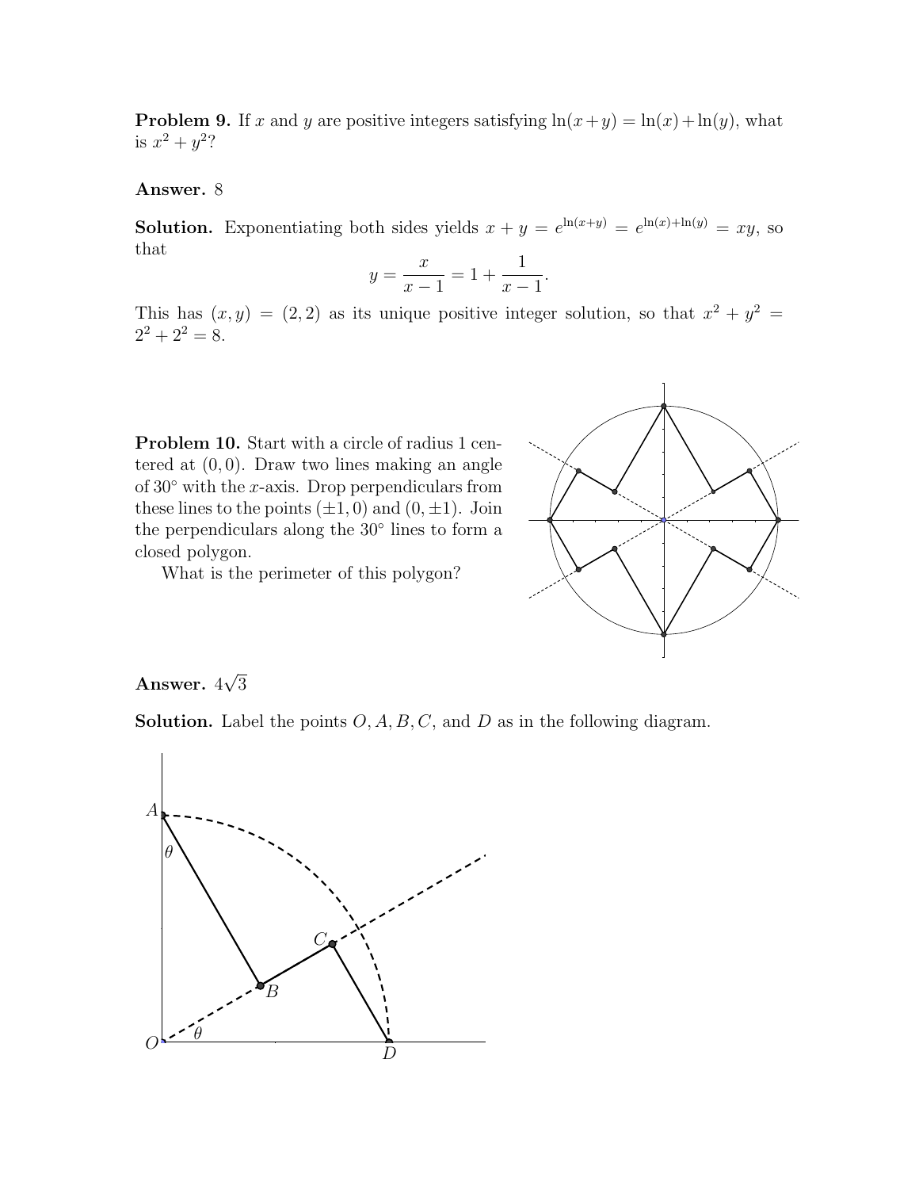**Problem 9.** If $x$ and $y$ are positive integers satisfying $\ln(x+y) = \ln(x) + \ln(y)$, what is $x^2 + y^2$?

**Answer.** 8

**Solution.** Exponentiating both sides yields $x + y = e^{\ln(x+y)} = e^{\ln(x)+\ln(y)} = xy$, so that

$$y = \frac{x}{x-1} = 1 + \frac{1}{x-1}.$$

This has $(x, y) = (2, 2)$ as its unique positive integer solution, so that $x^2 + y^2 = 2^2 + 2^2 = 8$.

**Problem 10.** Start with a circle of radius 1 centered at $(0, 0)$. Draw two lines making an angle of $30^\circ$ with the $x$-axis. Drop perpendiculars from these lines to the points $(\pm 1, 0)$ and $(0, \pm 1)$. Join the perpendiculars along the $30^\circ$ lines to form a closed polygon.

What is the perimeter of this polygon?

**Answer.** $4\sqrt{3}$

**Solution.** Label the points $O, A, B, C$, and $D$ as in the following diagram.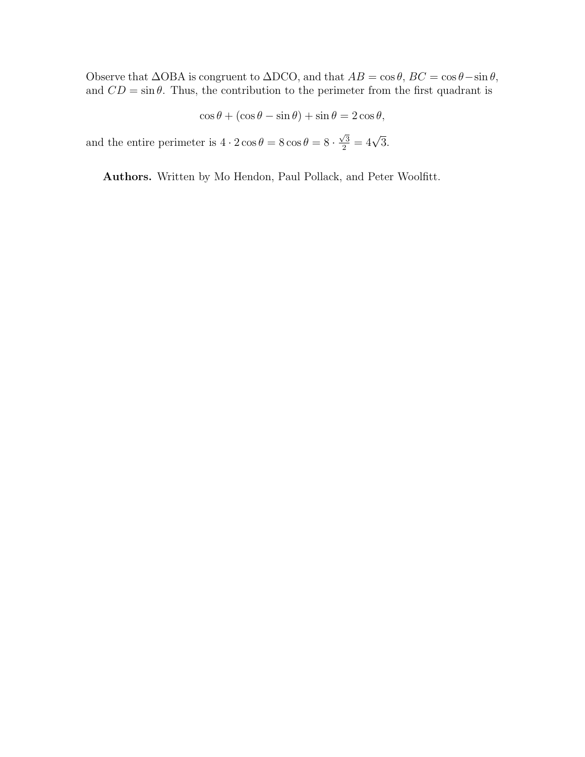Observe that $\Delta$OBA is congruent to $\Delta$DCO, and that $AB = \cos\theta$, $BC = \cos\theta - \sin\theta$, and $CD = \sin\theta$. Thus, the contribution to the perimeter from the first quadrant is

$$\cos\theta + (\cos\theta - \sin\theta) + \sin\theta = 2\cos\theta,$$

and the entire perimeter is $4 \cdot 2\cos\theta = 8\cos\theta = 8 \cdot \frac{\sqrt{3}}{2} = 4\sqrt{3}$.

**Authors.** Written by Mo Hendon, Paul Pollack, and Peter Woolfitt.